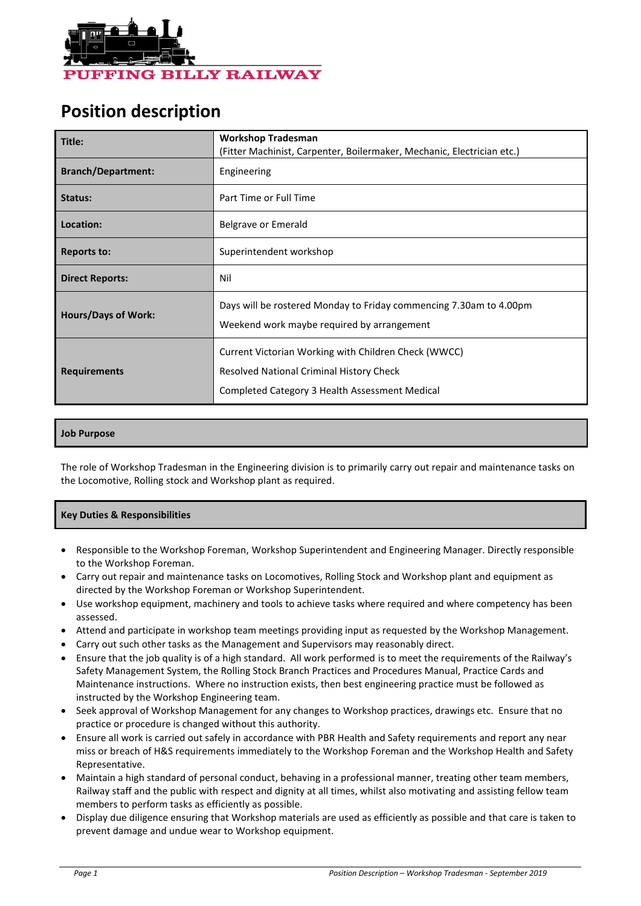PUFFING BILLY RAILWAY

# Position description

| Title: | **Workshop Tradesman**<br>(Fitter Machinist, Carpenter, Boilermaker, Mechanic, Electrician etc.) |
|---|---|
| **Branch/Department:** | Engineering |
| **Status:** | Part Time or Full Time |
| **Location:** | Belgrave or Emerald |
| **Reports to:** | Superintendent workshop |
| **Direct Reports:** | Nil |
| **Hours/Days of Work:** | Days will be rostered Monday to Friday commencing 7.30am to 4.00pm<br>Weekend work maybe required by arrangement |
| **Requirements** | Current Victorian Working with Children Check (WWCC)<br>Resolved National Criminal History Check<br>Completed Category 3 Health Assessment Medical |

## Job Purpose

The role of Workshop Tradesman in the Engineering division is to primarily carry out repair and maintenance tasks on the Locomotive, Rolling stock and Workshop plant as required.

## Key Duties & Responsibilities

- Responsible to the Workshop Foreman, Workshop Superintendent and Engineering Manager. Directly responsible to the Workshop Foreman.
- Carry out repair and maintenance tasks on Locomotives, Rolling Stock and Workshop plant and equipment as directed by the Workshop Foreman or Workshop Superintendent.
- Use workshop equipment, machinery and tools to achieve tasks where required and where competency has been assessed.
- Attend and participate in workshop team meetings providing input as requested by the Workshop Management.
- Carry out such other tasks as the Management and Supervisors may reasonably direct.
- Ensure that the job quality is of a high standard. All work performed is to meet the requirements of the Railway's Safety Management System, the Rolling Stock Branch Practices and Procedures Manual, Practice Cards and Maintenance instructions. Where no instruction exists, then best engineering practice must be followed as instructed by the Workshop Engineering team.
- Seek approval of Workshop Management for any changes to Workshop practices, drawings etc. Ensure that no practice or procedure is changed without this authority.
- Ensure all work is carried out safely in accordance with PBR Health and Safety requirements and report any near miss or breach of H&S requirements immediately to the Workshop Foreman and the Workshop Health and Safety Representative.
- Maintain a high standard of personal conduct, behaving in a professional manner, treating other team members, Railway staff and the public with respect and dignity at all times, whilst also motivating and assisting fellow team members to perform tasks as efficiently as possible.
- Display due diligence ensuring that Workshop materials are used as efficiently as possible and that care is taken to prevent damage and undue wear to Workshop equipment.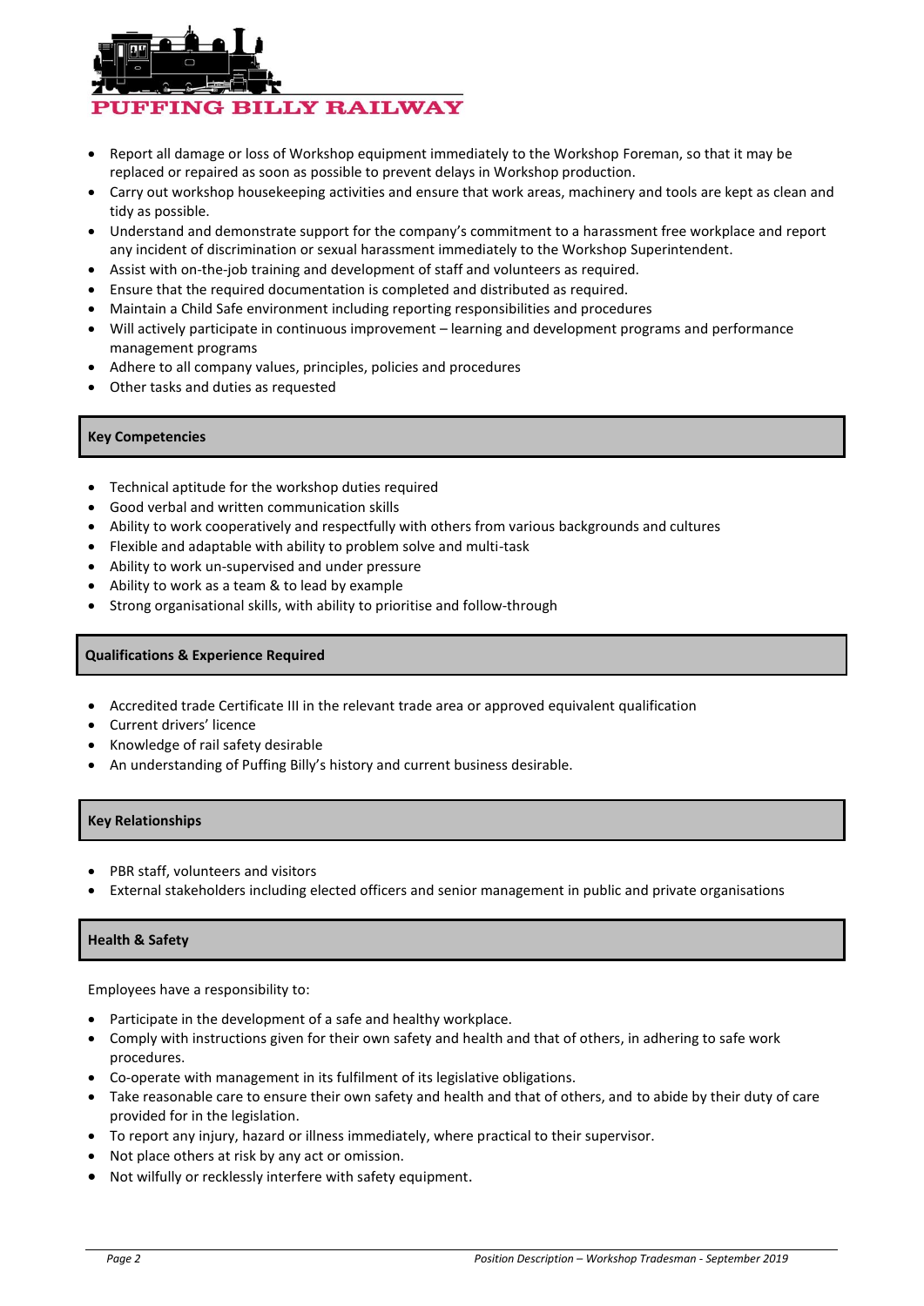- Report all damage or loss of Workshop equipment immediately to the Workshop Foreman, so that it may be replaced or repaired as soon as possible to prevent delays in Workshop production.
- Carry out workshop housekeeping activities and ensure that work areas, machinery and tools are kept as clean and tidy as possible.
- Understand and demonstrate support for the company's commitment to a harassment free workplace and report any incident of discrimination or sexual harassment immediately to the Workshop Superintendent.
- Assist with on-the-job training and development of staff and volunteers as required.
- Ensure that the required documentation is completed and distributed as required.
- Maintain a Child Safe environment including reporting responsibilities and procedures
- Will actively participate in continuous improvement – learning and development programs and performance management programs
- Adhere to all company values, principles, policies and procedures
- Other tasks and duties as requested

## Key Competencies

- Technical aptitude for the workshop duties required
- Good verbal and written communication skills
- Ability to work cooperatively and respectfully with others from various backgrounds and cultures
- Flexible and adaptable with ability to problem solve and multi-task
- Ability to work un-supervised and under pressure
- Ability to work as a team & to lead by example
- Strong organisational skills, with ability to prioritise and follow-through

## Qualifications & Experience Required

- Accredited trade Certificate III in the relevant trade area or approved equivalent qualification
- Current drivers' licence
- Knowledge of rail safety desirable
- An understanding of Puffing Billy's history and current business desirable.

## Key Relationships

- PBR staff, volunteers and visitors
- External stakeholders including elected officers and senior management in public and private organisations

## Health & Safety

Employees have a responsibility to:

- Participate in the development of a safe and healthy workplace.
- Comply with instructions given for their own safety and health and that of others, in adhering to safe work procedures.
- Co-operate with management in its fulfilment of its legislative obligations.
- Take reasonable care to ensure their own safety and health and that of others, and to abide by their duty of care provided for in the legislation.
- To report any injury, hazard or illness immediately, where practical to their supervisor.
- Not place others at risk by any act or omission.
- Not wilfully or recklessly interfere with safety equipment.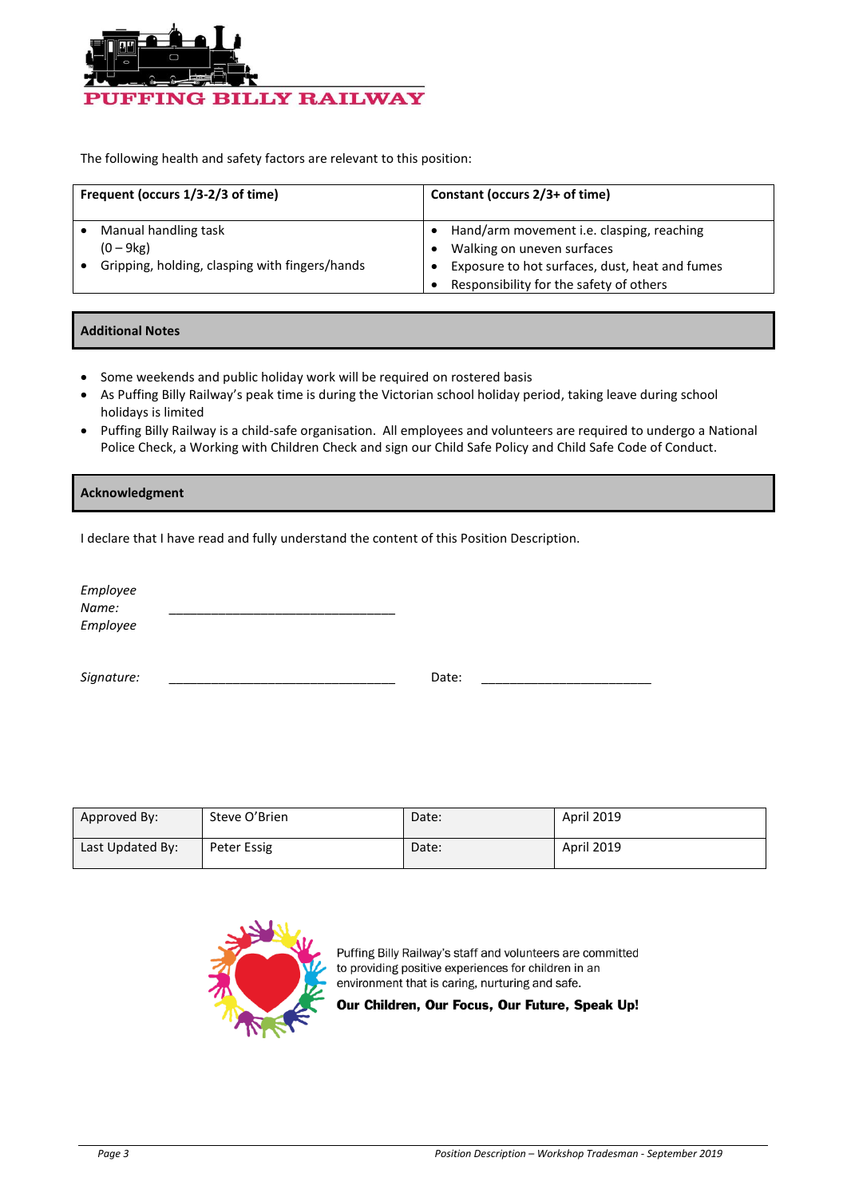PUFFING BILLY RAILWAY

The following health and safety factors are relevant to this position:

| Frequent (occurs 1/3-2/3 of time) | Constant (occurs 2/3+ of time) |
|---|---|
| • Manual handling task (0 – 9kg)<br>• Gripping, holding, clasping with fingers/hands | • Hand/arm movement i.e. clasping, reaching<br>• Walking on uneven surfaces<br>• Exposure to hot surfaces, dust, heat and fumes<br>• Responsibility for the safety of others |

## Additional Notes

- Some weekends and public holiday work will be required on rostered basis
- As Puffing Billy Railway's peak time is during the Victorian school holiday period, taking leave during school holidays is limited
- Puffing Billy Railway is a child-safe organisation. All employees and volunteers are required to undergo a National Police Check, a Working with Children Check and sign our Child Safe Policy and Child Safe Code of Conduct.

## Acknowledgment

I declare that I have read and fully understand the content of this Position Description.

*Employee Name:* \_\_\_\_\_\_\_\_\_\_\_\_\_\_\_\_\_\_\_\_\_\_\_\_\_\_\_\_\_\_\_\_

*Employee Signature:* \_\_\_\_\_\_\_\_\_\_\_\_\_\_\_\_\_\_\_\_\_\_\_\_\_\_\_\_\_\_\_\_ Date: \_\_\_\_\_\_\_\_\_\_\_\_\_\_\_\_\_\_\_\_\_\_\_\_

| | | | |
|---|---|---|---|
| Approved By: | Steve O'Brien | Date: | April 2019 |
| Last Updated By: | Peter Essig | Date: | April 2019 |

Puffing Billy Railway's staff and volunteers are committed to providing positive experiences for children in an environment that is caring, nurturing and safe.

**Our Children, Our Focus, Our Future, Speak Up!**